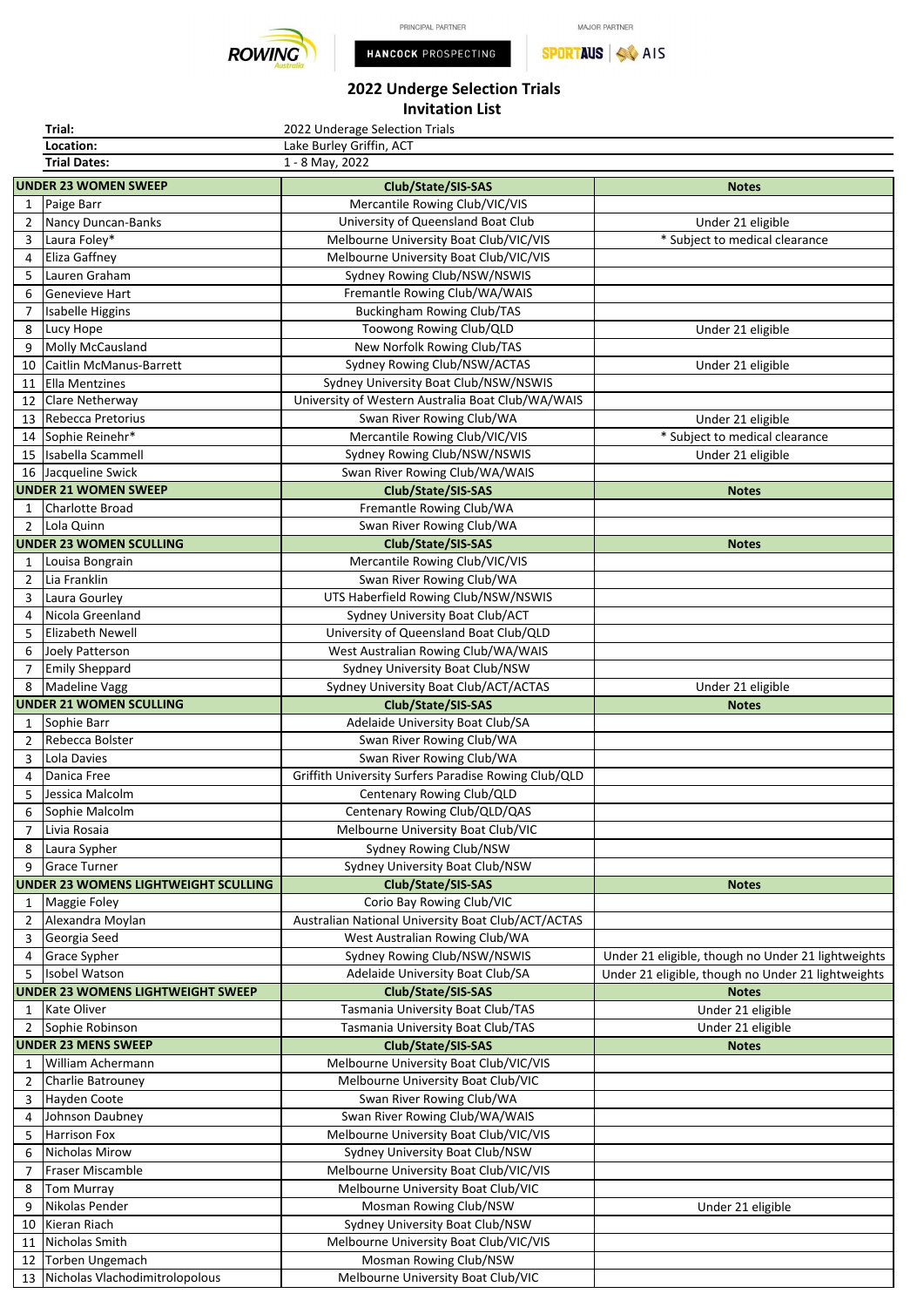PRINCIPAL PARTNER HANCOCK PROSPECTING — MAJOR PARTNER SPORTAUS | AIS

# 2022 Underge Selection Trials
## Invitation List

| | |
|---|---|
| **Trial:** | 2022 Underage Selection Trials |
| **Location:** | Lake Burley Griffin, ACT |
| **Trial Dates:** | 1 - 8 May, 2022 |

| | **UNDER 23 WOMEN SWEEP** | **Club/State/SIS-SAS** | **Notes** |
|---|---|---|---|
| 1 | Paige Barr | Mercantile Rowing Club/VIC/VIS | |
| 2 | Nancy Duncan-Banks | University of Queensland Boat Club | Under 21 eligible |
| 3 | Laura Foley* | Melbourne University Boat Club/VIC/VIS | * Subject to medical clearance |
| 4 | Eliza Gaffney | Melbourne University Boat Club/VIC/VIS | |
| 5 | Lauren Graham | Sydney Rowing Club/NSW/NSWIS | |
| 6 | Genevieve Hart | Fremantle Rowing Club/WA/WAIS | |
| 7 | Isabelle Higgins | Buckingham Rowing Club/TAS | |
| 8 | Lucy Hope | Toowong Rowing Club/QLD | Under 21 eligible |
| 9 | Molly McCausland | New Norfolk Rowing Club/TAS | |
| 10 | Caitlin McManus-Barrett | Sydney Rowing Club/NSW/ACTAS | Under 21 eligible |
| 11 | Ella Mentzines | Sydney University Boat Club/NSW/NSWIS | |
| 12 | Clare Netherway | University of Western Australia Boat Club/WA/WAIS | |
| 13 | Rebecca Pretorius | Swan River Rowing Club/WA | Under 21 eligible |
| 14 | Sophie Reinehr* | Mercantile Rowing Club/VIC/VIS | * Subject to medical clearance |
| 15 | Isabella Scammell | Sydney Rowing Club/NSW/NSWIS | Under 21 eligible |
| 16 | Jacqueline Swick | Swan River Rowing Club/WA/WAIS | |
| | **UNDER 21 WOMEN SWEEP** | **Club/State/SIS-SAS** | **Notes** |
| 1 | Charlotte Broad | Fremantle Rowing Club/WA | |
| 2 | Lola Quinn | Swan River Rowing Club/WA | |
| | **UNDER 23 WOMEN SCULLING** | **Club/State/SIS-SAS** | **Notes** |
| 1 | Louisa Bongrain | Mercantile Rowing Club/VIC/VIS | |
| 2 | Lia Franklin | Swan River Rowing Club/WA | |
| 3 | Laura Gourley | UTS Haberfield Rowing Club/NSW/NSWIS | |
| 4 | Nicola Greenland | Sydney University Boat Club/ACT | |
| 5 | Elizabeth Newell | University of Queensland Boat Club/QLD | |
| 6 | Joely Patterson | West Australian Rowing Club/WA/WAIS | |
| 7 | Emily Sheppard | Sydney University Boat Club/NSW | |
| 8 | Madeline Vagg | Sydney University Boat Club/ACT/ACTAS | Under 21 eligible |
| | **UNDER 21 WOMEN SCULLING** | **Club/State/SIS-SAS** | **Notes** |
| 1 | Sophie Barr | Adelaide University Boat Club/SA | |
| 2 | Rebecca Bolster | Swan River Rowing Club/WA | |
| 3 | Lola Davies | Swan River Rowing Club/WA | |
| 4 | Danica Free | Griffith University Surfers Paradise Rowing Club/QLD | |
| 5 | Jessica Malcolm | Centenary Rowing Club/QLD | |
| 6 | Sophie Malcolm | Centenary Rowing Club/QLD/QAS | |
| 7 | Livia Rosaia | Melbourne University Boat Club/VIC | |
| 8 | Laura Sypher | Sydney Rowing Club/NSW | |
| 9 | Grace Turner | Sydney University Boat Club/NSW | |
| | **UNDER 23 WOMENS LIGHTWEIGHT SCULLING** | **Club/State/SIS-SAS** | **Notes** |
| 1 | Maggie Foley | Corio Bay Rowing Club/VIC | |
| 2 | Alexandra Moylan | Australian National University Boat Club/ACT/ACTAS | |
| 3 | Georgia Seed | West Australian Rowing Club/WA | |
| 4 | Grace Sypher | Sydney Rowing Club/NSW/NSWIS | Under 21 eligible, though no Under 21 lightweights |
| 5 | Isobel Watson | Adelaide University Boat Club/SA | Under 21 eligible, though no Under 21 lightweights |
| | **UNDER 23 WOMENS LIGHTWEIGHT SWEEP** | **Club/State/SIS-SAS** | **Notes** |
| 1 | Kate Oliver | Tasmania University Boat Club/TAS | Under 21 eligible |
| 2 | Sophie Robinson | Tasmania University Boat Club/TAS | Under 21 eligible |
| | **UNDER 23 MENS SWEEP** | **Club/State/SIS-SAS** | **Notes** |
| 1 | William Achermann | Melbourne University Boat Club/VIC/VIS | |
| 2 | Charlie Batrouney | Melbourne University Boat Club/VIC | |
| 3 | Hayden Coote | Swan River Rowing Club/WA | |
| 4 | Johnson Daubney | Swan River Rowing Club/WA/WAIS | |
| 5 | Harrison Fox | Melbourne University Boat Club/VIC/VIS | |
| 6 | Nicholas Mirow | Sydney University Boat Club/NSW | |
| 7 | Fraser Miscamble | Melbourne University Boat Club/VIC/VIS | |
| 8 | Tom Murray | Melbourne University Boat Club/VIC | |
| 9 | Nikolas Pender | Mosman Rowing Club/NSW | Under 21 eligible |
| 10 | Kieran Riach | Sydney University Boat Club/NSW | |
| 11 | Nicholas Smith | Melbourne University Boat Club/VIC/VIS | |
| 12 | Torben Ungemach | Mosman Rowing Club/NSW | |
| 13 | Nicholas Vlachodimitrolopolous | Melbourne University Boat Club/VIC | |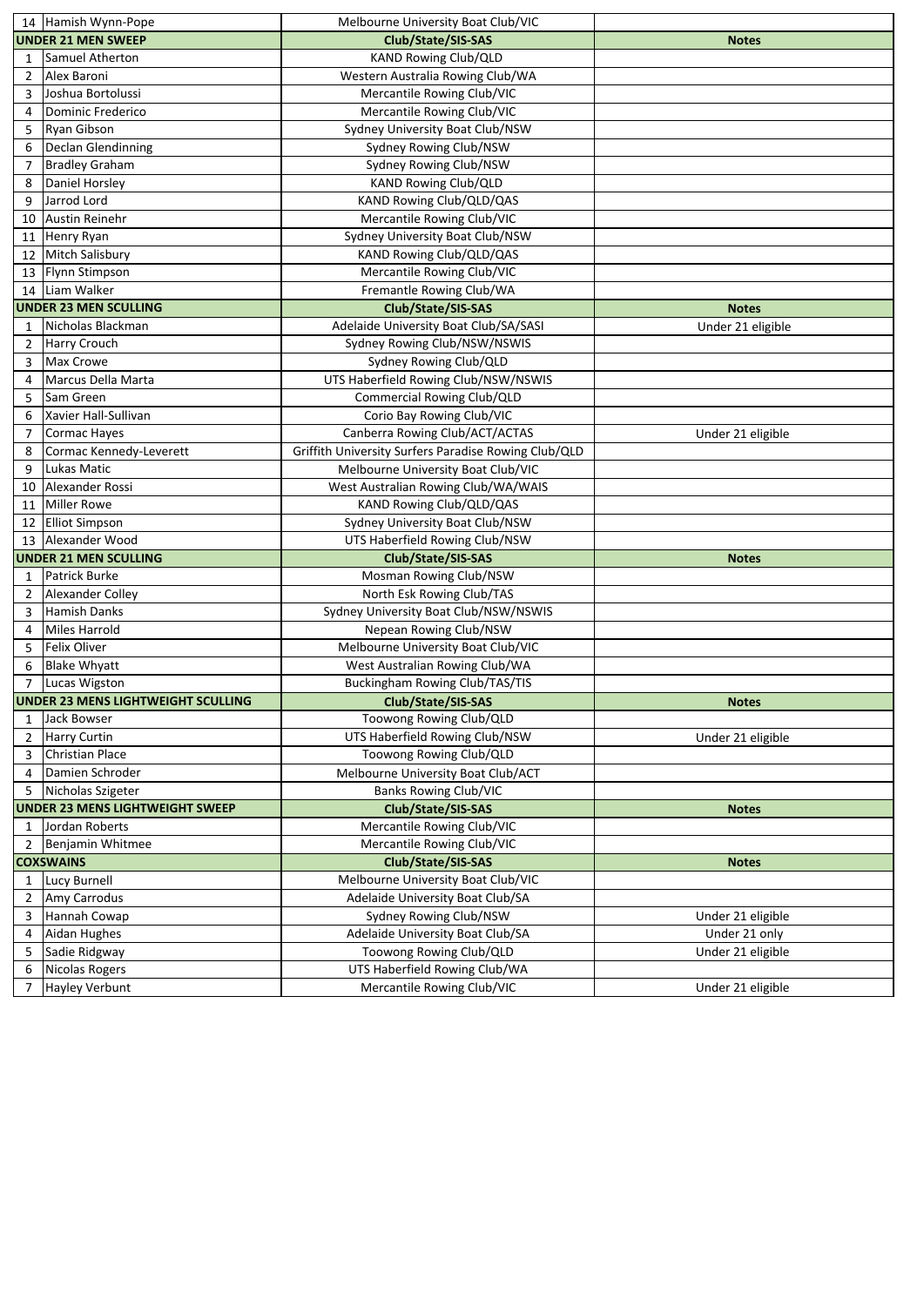| | | | |
|---|---|---|---|
| 14 | Hamish Wynn-Pope | Melbourne University Boat Club/VIC | |
| **UNDER 21 MEN SWEEP** | | **Club/State/SIS-SAS** | **Notes** |
| 1 | Samuel Atherton | KAND Rowing Club/QLD | |
| 2 | Alex Baroni | Western Australia Rowing Club/WA | |
| 3 | Joshua Bortolussi | Mercantile Rowing Club/VIC | |
| 4 | Dominic Frederico | Mercantile Rowing Club/VIC | |
| 5 | Ryan Gibson | Sydney University Boat Club/NSW | |
| 6 | Declan Glendinning | Sydney Rowing Club/NSW | |
| 7 | Bradley Graham | Sydney Rowing Club/NSW | |
| 8 | Daniel Horsley | KAND Rowing Club/QLD | |
| 9 | Jarrod Lord | KAND Rowing Club/QLD/QAS | |
| 10 | Austin Reinehr | Mercantile Rowing Club/VIC | |
| 11 | Henry Ryan | Sydney University Boat Club/NSW | |
| 12 | Mitch Salisbury | KAND Rowing Club/QLD/QAS | |
| 13 | Flynn Stimpson | Mercantile Rowing Club/VIC | |
| 14 | Liam Walker | Fremantle Rowing Club/WA | |
| **UNDER 23 MEN SCULLING** | | **Club/State/SIS-SAS** | **Notes** |
| 1 | Nicholas Blackman | Adelaide University Boat Club/SA/SASI | Under 21 eligible |
| 2 | Harry Crouch | Sydney Rowing Club/NSW/NSWIS | |
| 3 | Max Crowe | Sydney Rowing Club/QLD | |
| 4 | Marcus Della Marta | UTS Haberfield Rowing Club/NSW/NSWIS | |
| 5 | Sam Green | Commercial Rowing Club/QLD | |
| 6 | Xavier Hall-Sullivan | Corio Bay Rowing Club/VIC | |
| 7 | Cormac Hayes | Canberra Rowing Club/ACT/ACTAS | Under 21 eligible |
| 8 | Cormac Kennedy-Leverett | Griffith University Surfers Paradise Rowing Club/QLD | |
| 9 | Lukas Matic | Melbourne University Boat Club/VIC | |
| 10 | Alexander Rossi | West Australian Rowing Club/WA/WAIS | |
| 11 | Miller Rowe | KAND Rowing Club/QLD/QAS | |
| 12 | Elliot Simpson | Sydney University Boat Club/NSW | |
| 13 | Alexander Wood | UTS Haberfield Rowing Club/NSW | |
| **UNDER 21 MEN SCULLING** | | **Club/State/SIS-SAS** | **Notes** |
| 1 | Patrick Burke | Mosman Rowing Club/NSW | |
| 2 | Alexander Colley | North Esk Rowing Club/TAS | |
| 3 | Hamish Danks | Sydney University Boat Club/NSW/NSWIS | |
| 4 | Miles Harrold | Nepean Rowing Club/NSW | |
| 5 | Felix Oliver | Melbourne University Boat Club/VIC | |
| 6 | Blake Whyatt | West Australian Rowing Club/WA | |
| 7 | Lucas Wigston | Buckingham Rowing Club/TAS/TIS | |
| **UNDER 23 MENS LIGHTWEIGHT SCULLING** | | **Club/State/SIS-SAS** | **Notes** |
| 1 | Jack Bowser | Toowong Rowing Club/QLD | |
| 2 | Harry Curtin | UTS Haberfield Rowing Club/NSW | Under 21 eligible |
| 3 | Christian Place | Toowong Rowing Club/QLD | |
| 4 | Damien Schroder | Melbourne University Boat Club/ACT | |
| 5 | Nicholas Szigeter | Banks Rowing Club/VIC | |
| **UNDER 23 MENS LIGHTWEIGHT SWEEP** | | **Club/State/SIS-SAS** | **Notes** |
| 1 | Jordan Roberts | Mercantile Rowing Club/VIC | |
| 2 | Benjamin Whitmee | Mercantile Rowing Club/VIC | |
| **COXSWAINS** | | **Club/State/SIS-SAS** | **Notes** |
| 1 | Lucy Burnell | Melbourne University Boat Club/VIC | |
| 2 | Amy Carrodus | Adelaide University Boat Club/SA | |
| 3 | Hannah Cowap | Sydney Rowing Club/NSW | Under 21 eligible |
| 4 | Aidan Hughes | Adelaide University Boat Club/SA | Under 21 only |
| 5 | Sadie Ridgway | Toowong Rowing Club/QLD | Under 21 eligible |
| 6 | Nicolas Rogers | UTS Haberfield Rowing Club/WA | |
| 7 | Hayley Verbunt | Mercantile Rowing Club/VIC | Under 21 eligible |